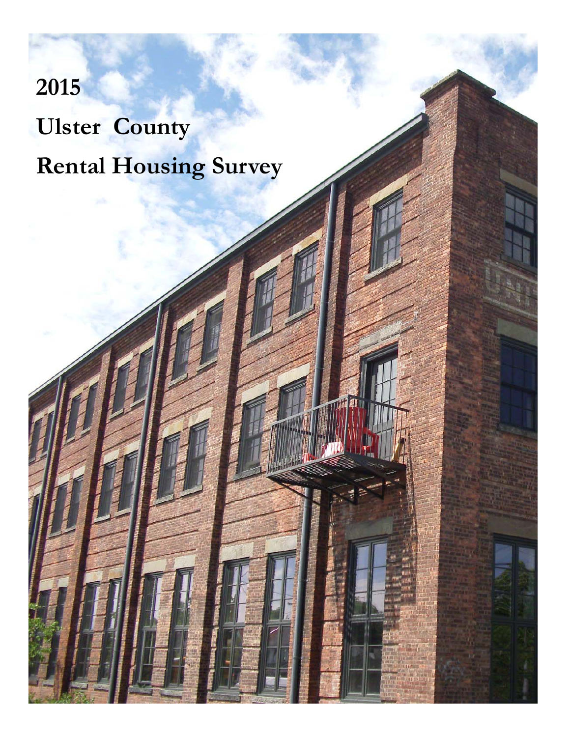# 2015

# Ulster County

# Rental Housing Survey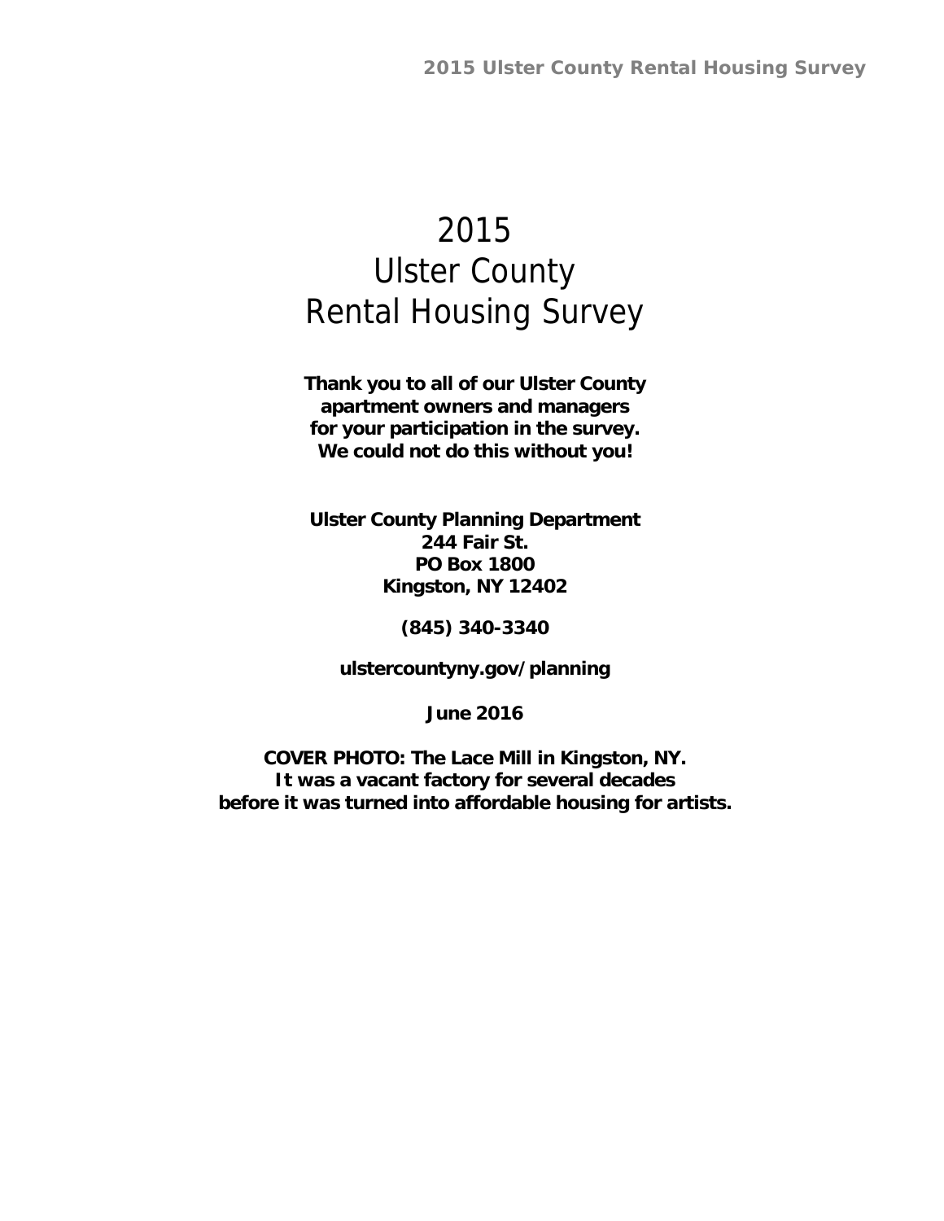# 2015 Ulster County Rental Housing Survey

**Thank you to all of our Ulster County apartment owners and managers for your participation in the survey. We could not do this without you!**

**Ulster County Planning Department**
**244 Fair St.**
**PO Box 1800**
**Kingston, NY 12402**

**(845) 340-3340**

**ulstercountyny.gov/planning**

**June 2016**

**COVER PHOTO: The Lace Mill in Kingston, NY. It was a vacant factory for several decades before it was turned into affordable housing for artists.**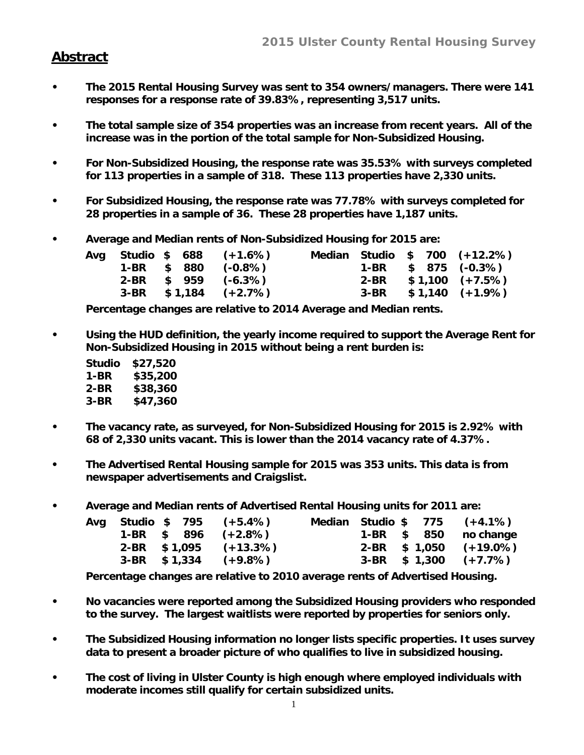## Abstract

- **The 2015 Rental Housing Survey was sent to 354 owners/managers. There were 141 responses for a response rate of 39.83%, representing 3,517 units.**

- **The total sample size of 354 properties was an increase from recent years. All of the increase was in the portion of the total sample for Non-Subsidized Housing.**

- **For Non-Subsidized Housing, the response rate was 35.53% with surveys completed for 113 properties in a sample of 318. These 113 properties have 2,330 units.**

- **For Subsidized Housing, the response rate was 77.78% with surveys completed for 28 properties in a sample of 36. These 28 properties have 1,187 units.**

- **Average and Median rents of Non-Subsidized Housing for 2015 are:**

| Avg | | | | Median | | | |
|---|---|---|---|---|---|---|---|
| | Studio | $ 688 | (+1.6%) | | Studio | $ 700 | (+12.2%) |
| | 1-BR | $ 880 | (-0.8%) | | 1-BR | $ 875 | (-0.3%) |
| | 2-BR | $ 959 | (-6.3%) | | 2-BR | $ 1,100 | (+7.5%) |
| | 3-BR | $ 1,184 | (+2.7%) | | 3-BR | $ 1,140 | (+1.9%) |

**Percentage changes are relative to 2014 Average and Median rents.**

- **Using the HUD definition, the yearly income required to support the Average Rent for Non-Subsidized Housing in 2015 without being a rent burden is:**

| | |
|---|---|
| Studio | $27,520 |
| 1-BR | $35,200 |
| 2-BR | $38,360 |
| 3-BR | $47,360 |

- **The vacancy rate, as surveyed, for Non-Subsidized Housing for 2015 is 2.92% with 68 of 2,330 units vacant. This is lower than the 2014 vacancy rate of 4.37%.**

- **The Advertised Rental Housing sample for 2015 was 353 units. This data is from newspaper advertisements and Craigslist.**

- **Average and Median rents of Advertised Rental Housing units for 2011 are:**

| Avg | | | | Median | | | |
|---|---|---|---|---|---|---|---|
| | Studio | $ 795 | (+5.4%) | | Studio | $ 775 | (+4.1%) |
| | 1-BR | $ 896 | (+2.8%) | | 1-BR | $ 850 | no change |
| | 2-BR | $ 1,095 | (+13.3%) | | 2-BR | $ 1,050 | (+19.0%) |
| | 3-BR | $ 1,334 | (+9.8%) | | 3-BR | $ 1,300 | (+7.7%) |

**Percentage changes are relative to 2010 average rents of Advertised Housing.**

- **No vacancies were reported among the Subsidized Housing providers who responded to the survey. The largest waitlists were reported by properties for seniors only.**

- **The Subsidized Housing information no longer lists specific properties. It uses survey data to present a broader picture of who qualifies to live in subsidized housing.**

- **The cost of living in Ulster County is high enough where employed individuals with moderate incomes still qualify for certain subsidized units.**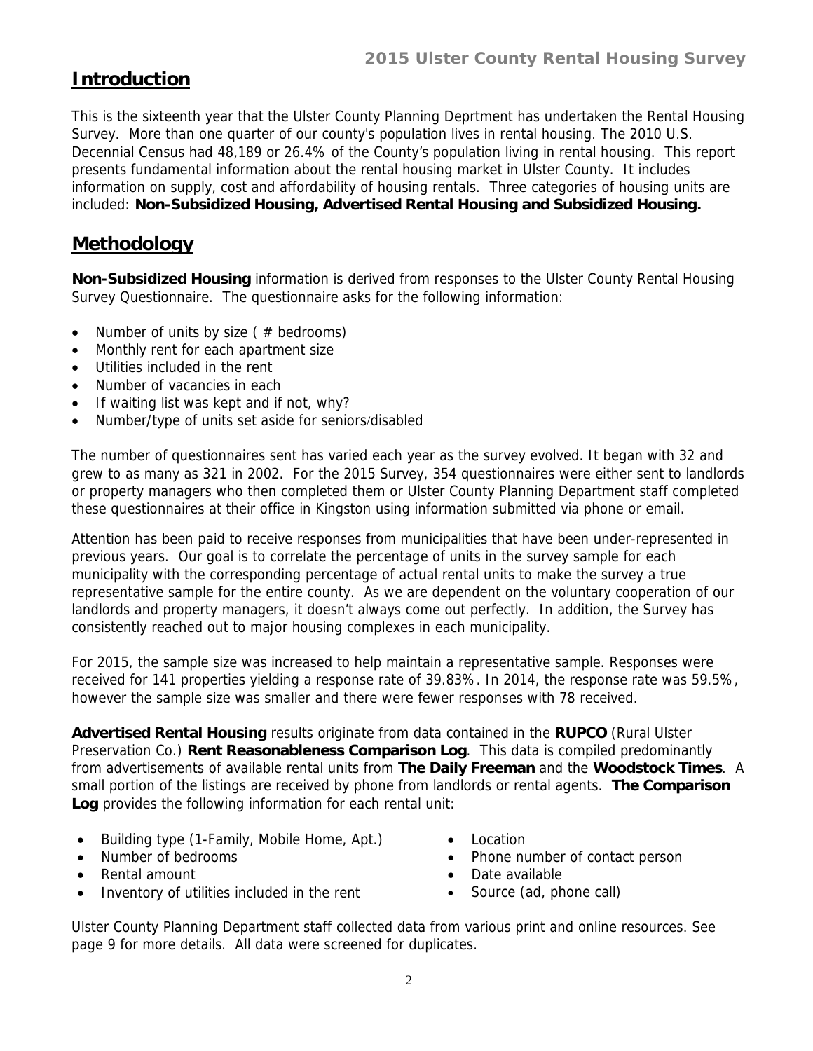## Introduction

This is the sixteenth year that the Ulster County Planning Deprtment has undertaken the Rental Housing Survey. More than one quarter of our county's population lives in rental housing. The 2010 U.S. Decennial Census had 48,189 or 26.4% of the County's population living in rental housing. This report presents fundamental information about the rental housing market in Ulster County. It includes information on supply, cost and affordability of housing rentals. Three categories of housing units are included: **Non-Subsidized Housing, Advertised Rental Housing and Subsidized Housing.**

## Methodology

**Non-Subsidized Housing** information is derived from responses to the Ulster County Rental Housing Survey Questionnaire. The questionnaire asks for the following information:

- Number of units by size ( # bedrooms)
- Monthly rent for each apartment size
- Utilities included in the rent
- Number of vacancies in each
- If waiting list was kept and if not, why?
- Number/type of units set aside for seniors/disabled

The number of questionnaires sent has varied each year as the survey evolved. It began with 32 and grew to as many as 321 in 2002. For the 2015 Survey, 354 questionnaires were either sent to landlords or property managers who then completed them or Ulster County Planning Department staff completed these questionnaires at their office in Kingston using information submitted via phone or email.

Attention has been paid to receive responses from municipalities that have been under-represented in previous years. Our goal is to correlate the percentage of units in the survey sample for each municipality with the corresponding percentage of actual rental units to make the survey a true representative sample for the entire county. As we are dependent on the voluntary cooperation of our landlords and property managers, it doesn't always come out perfectly. In addition, the Survey has consistently reached out to major housing complexes in each municipality.

For 2015, the sample size was increased to help maintain a representative sample. Responses were received for 141 properties yielding a response rate of 39.83%. In 2014, the response rate was 59.5%, however the sample size was smaller and there were fewer responses with 78 received.

**Advertised Rental Housing** results originate from data contained in the **RUPCO** (Rural Ulster Preservation Co.) **Rent Reasonableness Comparison Log**. This data is compiled predominantly from advertisements of available rental units from **The Daily Freeman** and the **Woodstock Times**. A small portion of the listings are received by phone from landlords or rental agents. **The Comparison Log** provides the following information for each rental unit:

- Building type (1-Family, Mobile Home, Apt.)
- Number of bedrooms
- Rental amount
- Inventory of utilities included in the rent
- Location
- Phone number of contact person
- Date available
- Source (ad, phone call)

Ulster County Planning Department staff collected data from various print and online resources. See page 9 for more details. All data were screened for duplicates.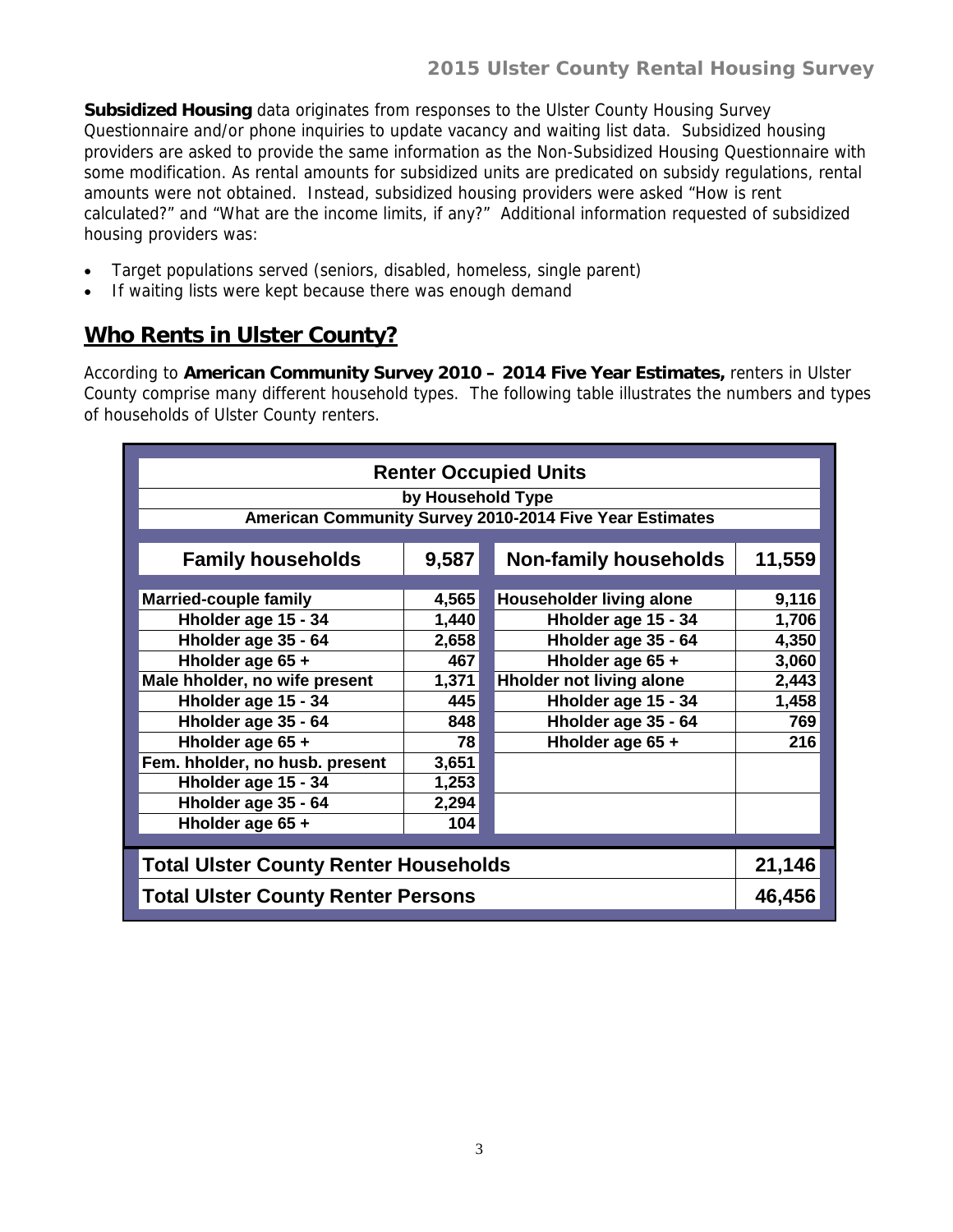**Subsidized Housing** data originates from responses to the Ulster County Housing Survey Questionnaire and/or phone inquiries to update vacancy and waiting list data. Subsidized housing providers are asked to provide the same information as the Non-Subsidized Housing Questionnaire with some modification. As rental amounts for subsidized units are predicated on subsidy regulations, rental amounts were not obtained. Instead, subsidized housing providers were asked "How is rent calculated?" and "What are the income limits, if any?" Additional information requested of subsidized housing providers was:

- Target populations served (seniors, disabled, homeless, single parent)
- If waiting lists were kept because there was enough demand

## Who Rents in Ulster County?

According to **American Community Survey 2010 – 2014 Five Year Estimates,** renters in Ulster County comprise many different household types. The following table illustrates the numbers and types of households of Ulster County renters.

| Renter Occupied Units by Household Type American Community Survey 2010-2014 Five Year Estimates | | | |
|---|---|---|---|
| **Family households** | **9,587** | **Non-family households** | **11,559** |
| Married-couple family | 4,565 | Householder living alone | 9,116 |
| Hholder age 15 - 34 | 1,440 | Hholder age 15 - 34 | 1,706 |
| Hholder age 35 - 64 | 2,658 | Hholder age 35 - 64 | 4,350 |
| Hholder age 65 + | 467 | Hholder age 65 + | 3,060 |
| Male hholder, no wife present | 1,371 | Hholder not living alone | 2,443 |
| Hholder age 15 - 34 | 445 | Hholder age 15 - 34 | 1,458 |
| Hholder age 35 - 64 | 848 | Hholder age 35 - 64 | 769 |
| Hholder age 65 + | 78 | Hholder age 65 + | 216 |
| Fem. hholder, no husb. present | 3,651 | | |
| Hholder age 15 - 34 | 1,253 | | |
| Hholder age 35 - 64 | 2,294 | | |
| Hholder age 65 + | 104 | | |
| **Total Ulster County Renter Households** | | | **21,146** |
| **Total Ulster County Renter Persons** | | | **46,456** |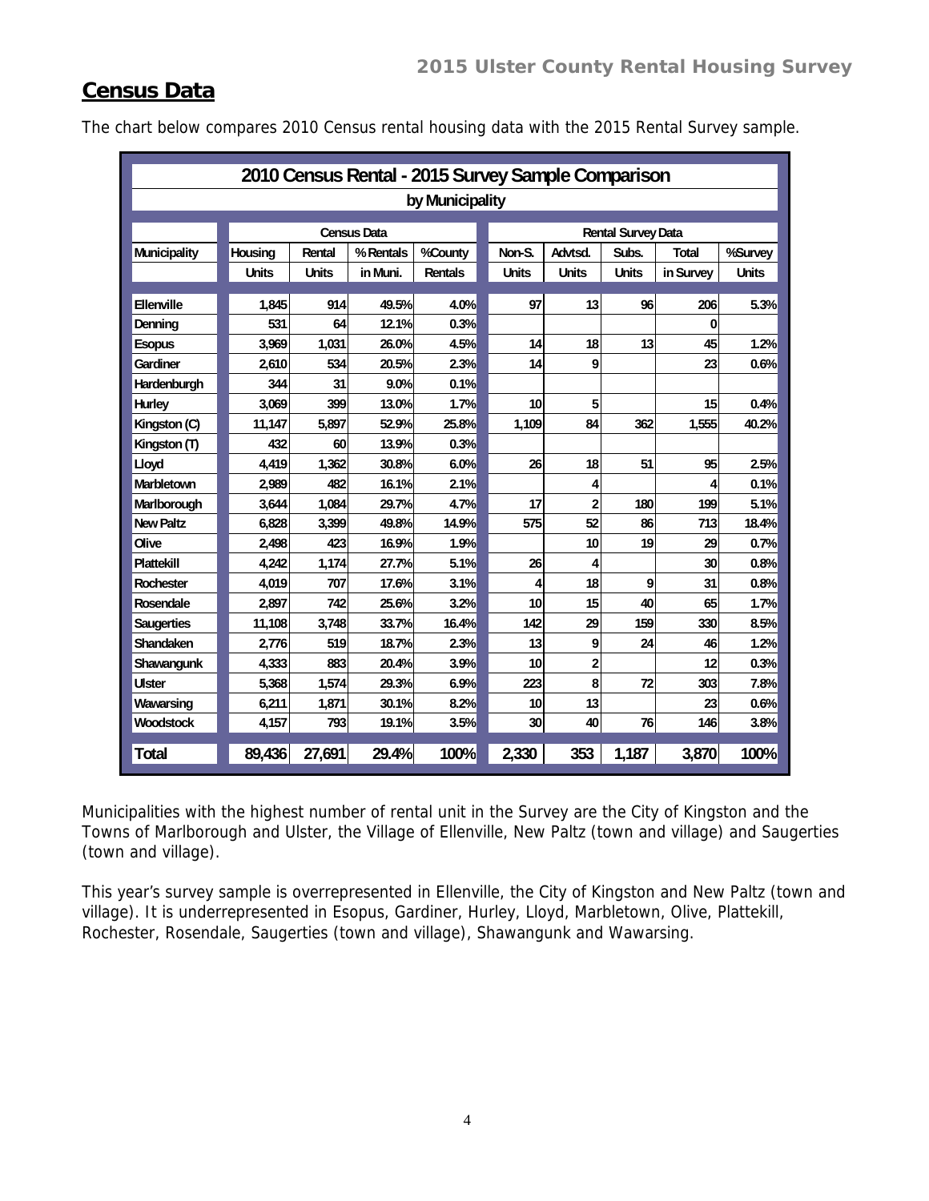## Census Data

The chart below compares 2010 Census rental housing data with the 2015 Rental Survey sample.

| 2010 Census Rental - 2015 Survey Sample Comparison by Municipality | | | | | | | | | |
|---|---|---|---|---|---|---|---|---|---|
| | Census Data | | | | Rental Survey Data | | | | |
| Municipality | Housing Units | Rental Units | % Rentals in Muni. | %County Rentals | Non-S. Units | Advtsd. Units | Subs. Units | Total in Survey | %Survey Units |
| Ellenville | 1,845 | 914 | 49.5% | 4.0% | 97 | 13 | 96 | 206 | 5.3% |
| Denning | 531 | 64 | 12.1% | 0.3% | | | | 0 | |
| Esopus | 3,969 | 1,031 | 26.0% | 4.5% | 14 | 18 | 13 | 45 | 1.2% |
| Gardiner | 2,610 | 534 | 20.5% | 2.3% | 14 | 9 | | 23 | 0.6% |
| Hardenburgh | 344 | 31 | 9.0% | 0.1% | | | | | |
| Hurley | 3,069 | 399 | 13.0% | 1.7% | 10 | 5 | | 15 | 0.4% |
| Kingston (C) | 11,147 | 5,897 | 52.9% | 25.8% | 1,109 | 84 | 362 | 1,555 | 40.2% |
| Kingston (T) | 432 | 60 | 13.9% | 0.3% | | | | | |
| Lloyd | 4,419 | 1,362 | 30.8% | 6.0% | 26 | 18 | 51 | 95 | 2.5% |
| Marbletown | 2,989 | 482 | 16.1% | 2.1% | | 4 | | 4 | 0.1% |
| Marlborough | 3,644 | 1,084 | 29.7% | 4.7% | 17 | 2 | 180 | 199 | 5.1% |
| New Paltz | 6,828 | 3,399 | 49.8% | 14.9% | 575 | 52 | 86 | 713 | 18.4% |
| Olive | 2,498 | 423 | 16.9% | 1.9% | | 10 | 19 | 29 | 0.7% |
| Plattekill | 4,242 | 1,174 | 27.7% | 5.1% | 26 | 4 | | 30 | 0.8% |
| Rochester | 4,019 | 707 | 17.6% | 3.1% | 4 | 18 | 9 | 31 | 0.8% |
| Rosendale | 2,897 | 742 | 25.6% | 3.2% | 10 | 15 | 40 | 65 | 1.7% |
| Saugerties | 11,108 | 3,748 | 33.7% | 16.4% | 142 | 29 | 159 | 330 | 8.5% |
| Shandaken | 2,776 | 519 | 18.7% | 2.3% | 13 | 9 | 24 | 46 | 1.2% |
| Shawangunk | 4,333 | 883 | 20.4% | 3.9% | 10 | 2 | | 12 | 0.3% |
| Ulster | 5,368 | 1,574 | 29.3% | 6.9% | 223 | 8 | 72 | 303 | 7.8% |
| Wawarsing | 6,211 | 1,871 | 30.1% | 8.2% | 10 | 13 | | 23 | 0.6% |
| Woodstock | 4,157 | 793 | 19.1% | 3.5% | 30 | 40 | 76 | 146 | 3.8% |
| **Total** | **89,436** | **27,691** | **29.4%** | **100%** | **2,330** | **353** | **1,187** | **3,870** | **100%** |

Municipalities with the highest number of rental unit in the Survey are the City of Kingston and the Towns of Marlborough and Ulster, the Village of Ellenville, New Paltz (town and village) and Saugerties (town and village).

This year's survey sample is overrepresented in Ellenville, the City of Kingston and New Paltz (town and village). It is underrepresented in Esopus, Gardiner, Hurley, Lloyd, Marbletown, Olive, Plattekill, Rochester, Rosendale, Saugerties (town and village), Shawangunk and Wawarsing.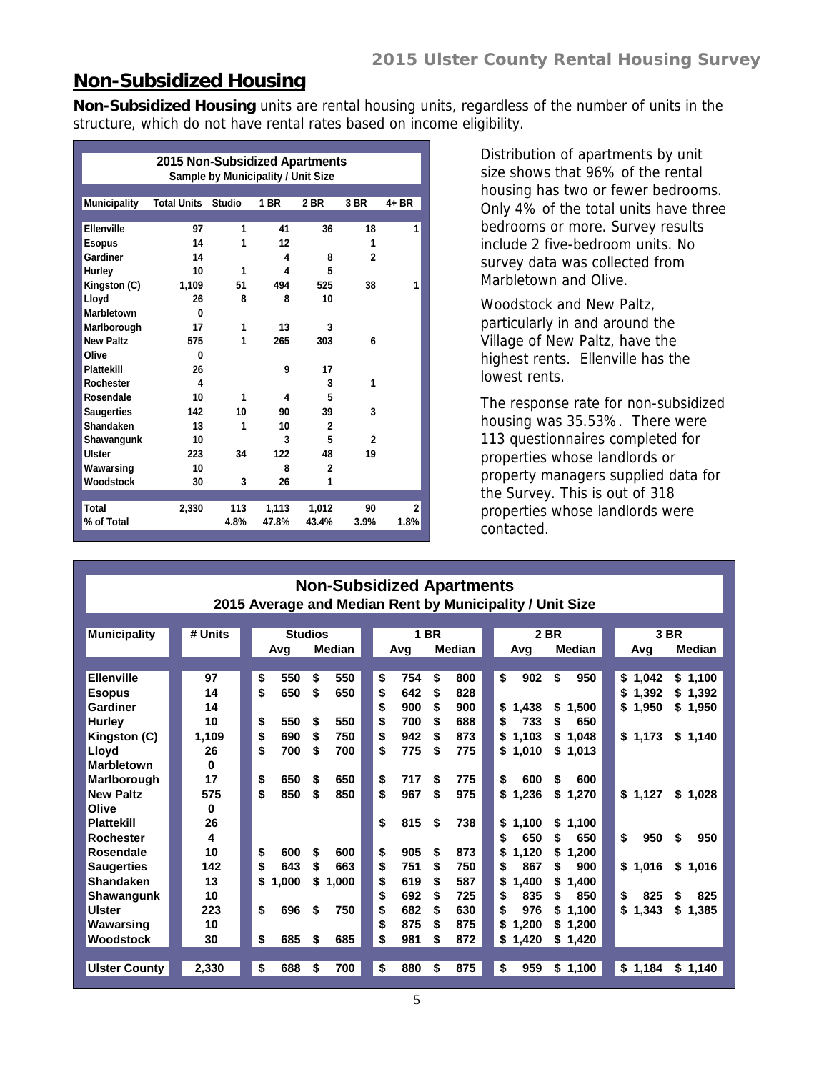# Non-Subsidized Housing

**Non-Subsidized Housing** units are rental housing units, regardless of the number of units in the structure, which do not have rental rates based on income eligibility.

**2015 Non-Subsidized Apartments**
**Sample by Municipality / Unit Size**

| Municipality | Total Units | Studio | 1 BR | 2 BR | 3 BR | 4+ BR |
|---|---|---|---|---|---|---|
| Ellenville | 97 | 1 | 41 | 36 | 18 | 1 |
| Esopus | 14 | 1 | 12 | | 1 | |
| Gardiner | 14 | | 4 | 8 | 2 | |
| Hurley | 10 | 1 | 4 | 5 | | |
| Kingston (C) | 1,109 | 51 | 494 | 525 | 38 | 1 |
| Lloyd | 26 | 8 | 8 | 10 | | |
| Marbletown | 0 | | | | | |
| Marlborough | 17 | 1 | 13 | 3 | | |
| New Paltz | 575 | 1 | 265 | 303 | 6 | |
| Olive | 0 | | | | | |
| Plattekill | 26 | | 9 | 17 | | |
| Rochester | 4 | | | 3 | 1 | |
| Rosendale | 10 | 1 | 4 | 5 | | |
| Saugerties | 142 | 10 | 90 | 39 | 3 | |
| Shandaken | 13 | 1 | 10 | 2 | | |
| Shawangunk | 10 | | 3 | 5 | 2 | |
| Ulster | 223 | 34 | 122 | 48 | 19 | |
| Wawarsing | 10 | | 8 | 2 | | |
| Woodstock | 30 | 3 | 26 | 1 | | |
| **Total** | **2,330** | **113** | **1,113** | **1,012** | **90** | **2** |
| **% of Total** | | **4.8%** | **47.8%** | **43.4%** | **3.9%** | **1.8%** |

Distribution of apartments by unit size shows that 96% of the rental housing has two or fewer bedrooms. Only 4% of the total units have three bedrooms or more. Survey results include 2 five-bedroom units. No survey data was collected from Marbletown and Olive.

Woodstock and New Paltz, particularly in and around the Village of New Paltz, have the highest rents. Ellenville has the lowest rents.

The response rate for non-subsidized housing was 35.53%. There were 113 questionnaires completed for properties whose landlords or property managers supplied data for the Survey. This is out of 318 properties whose landlords were contacted.

**Non-Subsidized Apartments**
**2015 Average and Median Rent by Municipality / Unit Size**

| Municipality | # Units | Studios | | 1 BR | | 2 BR | | 3 BR | |
|---|---|---|---|---|---|---|---|---|---|
| | | Avg | Median | Avg | Median | Avg | Median | Avg | Median |
| Ellenville | 97 | $ 550 | $ 550 | $ 754 | $ 800 | $ 902 | $ 950 | $ 1,042 | $ 1,100 |
| Esopus | 14 | $ 650 | $ 650 | $ 642 | $ 828 | | | $ 1,392 | $ 1,392 |
| Gardiner | 14 | | | $ 900 | $ 900 | $ 1,438 | $ 1,500 | $ 1,950 | $ 1,950 |
| Hurley | 10 | $ 550 | $ 550 | $ 700 | $ 688 | $ 733 | $ 650 | | |
| Kingston (C) | 1,109 | $ 690 | $ 750 | $ 942 | $ 873 | $ 1,103 | $ 1,048 | $ 1,173 | $ 1,140 |
| Lloyd | 26 | $ 700 | $ 700 | $ 775 | $ 775 | $ 1,010 | $ 1,013 | | |
| Marbletown | 0 | | | | | | | | |
| Marlborough | 17 | $ 650 | $ 650 | $ 717 | $ 775 | $ 600 | $ 600 | | |
| New Paltz | 575 | $ 850 | $ 850 | $ 967 | $ 975 | $ 1,236 | $ 1,270 | $ 1,127 | $ 1,028 |
| Olive | 0 | | | | | | | | |
| Plattekill | 26 | | | $ 815 | $ 738 | $ 1,100 | $ 1,100 | | |
| Rochester | 4 | | | | | $ 650 | $ 650 | $ 950 | $ 950 |
| Rosendale | 10 | $ 600 | $ 600 | $ 905 | $ 873 | $ 1,120 | $ 1,200 | | |
| Saugerties | 142 | $ 643 | $ 663 | $ 751 | $ 750 | $ 867 | $ 900 | $ 1,016 | $ 1,016 |
| Shandaken | 13 | $ 1,000 | $ 1,000 | $ 619 | $ 587 | $ 1,400 | $ 1,400 | | |
| Shawangunk | 10 | | | $ 692 | $ 725 | $ 835 | $ 850 | $ 825 | $ 825 |
| Ulster | 223 | $ 696 | $ 750 | $ 682 | $ 630 | $ 976 | $ 1,100 | $ 1,343 | $ 1,385 |
| Wawarsing | 10 | | | $ 875 | $ 875 | $ 1,200 | $ 1,200 | | |
| Woodstock | 30 | $ 685 | $ 685 | $ 981 | $ 872 | $ 1,420 | $ 1,420 | | |
| **Ulster County** | **2,330** | **$ 688** | **$ 700** | **$ 880** | **$ 875** | **$ 959** | **$ 1,100** | **$ 1,184** | **$ 1,140** |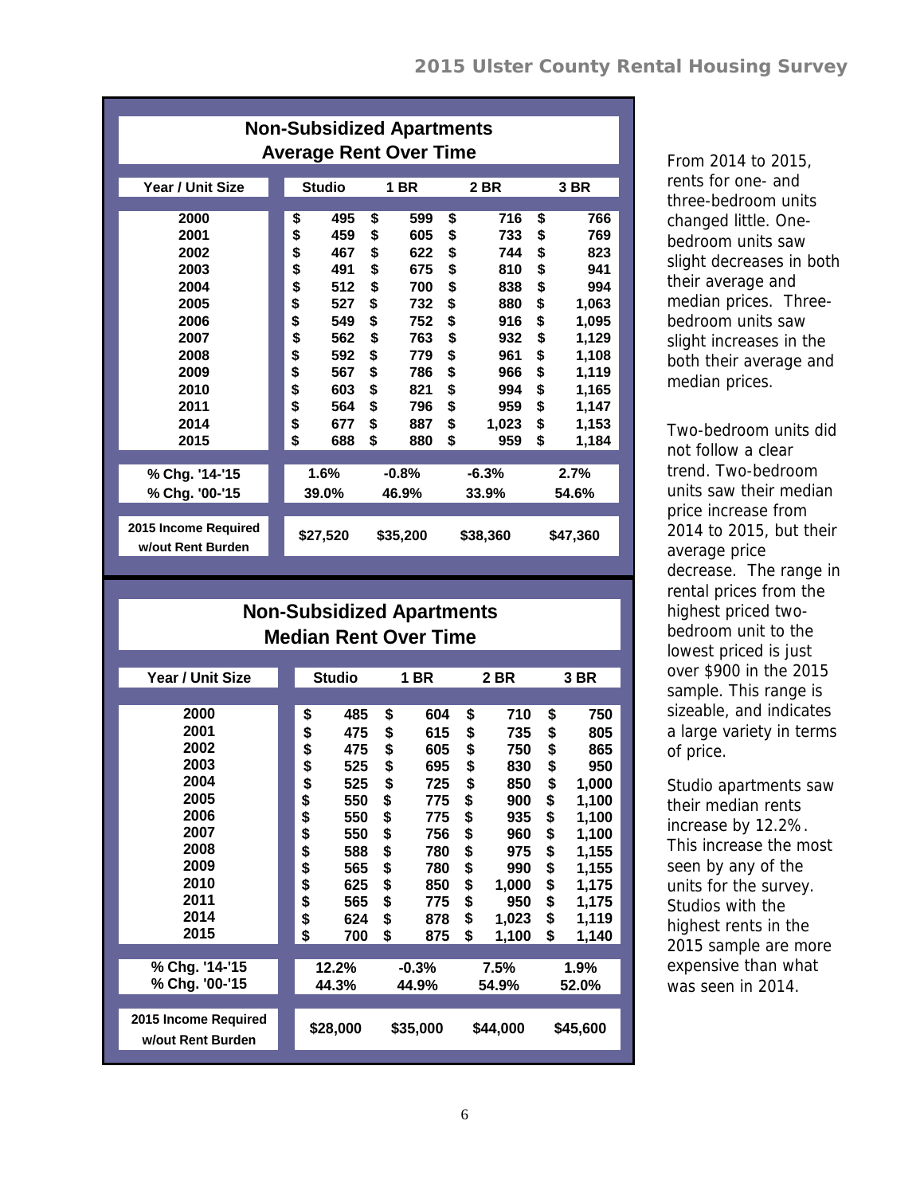## Non-Subsidized Apartments Average Rent Over Time

| Year / Unit Size | Studio | 1 BR | 2 BR | 3 BR |
|---|---|---|---|---|
| 2000 | $ 495 | $ 599 | $ 716 | $ 766 |
| 2001 | $ 459 | $ 605 | $ 733 | $ 769 |
| 2002 | $ 467 | $ 622 | $ 744 | $ 823 |
| 2003 | $ 491 | $ 675 | $ 810 | $ 941 |
| 2004 | $ 512 | $ 700 | $ 838 | $ 994 |
| 2005 | $ 527 | $ 732 | $ 880 | $ 1,063 |
| 2006 | $ 549 | $ 752 | $ 916 | $ 1,095 |
| 2007 | $ 562 | $ 763 | $ 932 | $ 1,129 |
| 2008 | $ 592 | $ 779 | $ 961 | $ 1,108 |
| 2009 | $ 567 | $ 786 | $ 966 | $ 1,119 |
| 2010 | $ 603 | $ 821 | $ 994 | $ 1,165 |
| 2011 | $ 564 | $ 796 | $ 959 | $ 1,147 |
| 2014 | $ 677 | $ 887 | $ 1,023 | $ 1,153 |
| 2015 | $ 688 | $ 880 | $ 959 | $ 1,184 |
| % Chg. '14-'15 | 1.6% | -0.8% | -6.3% | 2.7% |
| % Chg. '00-'15 | 39.0% | 46.9% | 33.9% | 54.6% |
| 2015 Income Required w/out Rent Burden | $27,520 | $35,200 | $38,360 | $47,360 |

## Non-Subsidized Apartments Median Rent Over Time

| Year / Unit Size | Studio | 1 BR | 2 BR | 3 BR |
|---|---|---|---|---|
| 2000 | $ 485 | $ 604 | $ 710 | $ 750 |
| 2001 | $ 475 | $ 615 | $ 735 | $ 805 |
| 2002 | $ 475 | $ 605 | $ 750 | $ 865 |
| 2003 | $ 525 | $ 695 | $ 830 | $ 950 |
| 2004 | $ 525 | $ 725 | $ 850 | $ 1,000 |
| 2005 | $ 550 | $ 775 | $ 900 | $ 1,100 |
| 2006 | $ 550 | $ 775 | $ 935 | $ 1,100 |
| 2007 | $ 550 | $ 756 | $ 960 | $ 1,100 |
| 2008 | $ 588 | $ 780 | $ 975 | $ 1,155 |
| 2009 | $ 565 | $ 780 | $ 990 | $ 1,155 |
| 2010 | $ 625 | $ 850 | $ 1,000 | $ 1,175 |
| 2011 | $ 565 | $ 775 | $ 950 | $ 1,175 |
| 2014 | $ 624 | $ 878 | $ 1,023 | $ 1,119 |
| 2015 | $ 700 | $ 875 | $ 1,100 | $ 1,140 |
| % Chg. '14-'15 | 12.2% | -0.3% | 7.5% | 1.9% |
| % Chg. '00-'15 | 44.3% | 44.9% | 54.9% | 52.0% |
| 2015 Income Required w/out Rent Burden | $28,000 | $35,000 | $44,000 | $45,600 |

From 2014 to 2015, rents for one- and three-bedroom units changed little. One-bedroom units saw slight decreases in both their average and median prices. Three-bedroom units saw slight increases in the both their average and median prices.

Two-bedroom units did not follow a clear trend. Two-bedroom units saw their median price increase from 2014 to 2015, but their average price decrease. The range in rental prices from the highest priced two-bedroom unit to the lowest priced is just over $900 in the 2015 sample. This range is sizeable, and indicates a large variety in terms of price.

Studio apartments saw their median rents increase by 12.2%. This increase the most seen by any of the units for the survey. Studios with the highest rents in the 2015 sample are more expensive than what was seen in 2014.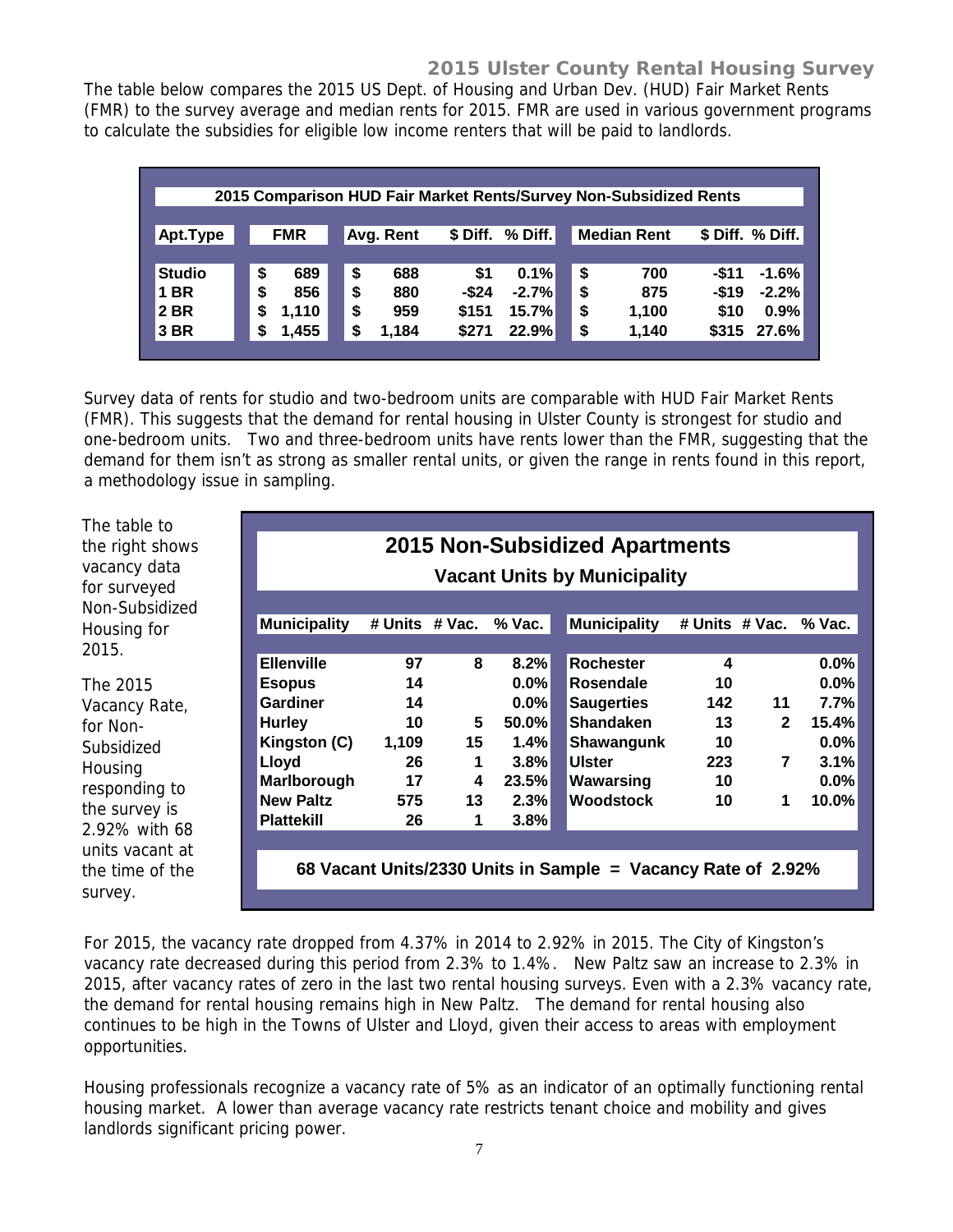The table below compares the 2015 US Dept. of Housing and Urban Dev. (HUD) Fair Market Rents (FMR) to the survey average and median rents for 2015. FMR are used in various government programs to calculate the subsidies for eligible low income renters that will be paid to landlords.

**2015 Comparison HUD Fair Market Rents/Survey Non-Subsidized Rents**

| Apt.Type | FMR | Avg. Rent | $ Diff. | % Diff. | Median Rent | $ Diff. | % Diff. |
|---|---|---|---|---|---|---|---|
| Studio | $ 689 | $ 688 | $1 | 0.1% | $ 700 | -$11 | -1.6% |
| 1 BR | $ 856 | $ 880 | -$24 | -2.7% | $ 875 | -$19 | -2.2% |
| 2 BR | $ 1,110 | $ 959 | $151 | 15.7% | $ 1,100 | $10 | 0.9% |
| 3 BR | $ 1,455 | $ 1,184 | $271 | 22.9% | $ 1,140 | $315 | 27.6% |

Survey data of rents for studio and two-bedroom units are comparable with HUD Fair Market Rents (FMR). This suggests that the demand for rental housing in Ulster County is strongest for studio and one-bedroom units. Two and three-bedroom units have rents lower than the FMR, suggesting that the demand for them isn't as strong as smaller rental units, or given the range in rents found in this report, a methodology issue in sampling.

The table to the right shows vacancy data for surveyed Non-Subsidized Housing for 2015.

The 2015 Vacancy Rate, for Non-Subsidized Housing responding to the survey is 2.92% with 68 units vacant at the time of the survey.

**2015 Non-Subsidized Apartments**

**Vacant Units by Municipality**

| Municipality | # Units | # Vac. | % Vac. | Municipality | # Units | # Vac. | % Vac. |
|---|---|---|---|---|---|---|---|
| Ellenville | 97 | 8 | 8.2% | Rochester | 4 | | 0.0% |
| Esopus | 14 | | 0.0% | Rosendale | 10 | | 0.0% |
| Gardiner | 14 | | 0.0% | Saugerties | 142 | 11 | 7.7% |
| Hurley | 10 | 5 | 50.0% | Shandaken | 13 | 2 | 15.4% |
| Kingston (C) | 1,109 | 15 | 1.4% | Shawangunk | 10 | | 0.0% |
| Lloyd | 26 | 1 | 3.8% | Ulster | 223 | 7 | 3.1% |
| Marlborough | 17 | 4 | 23.5% | Wawarsing | 10 | | 0.0% |
| New Paltz | 575 | 13 | 2.3% | Woodstock | 10 | 1 | 10.0% |
| Plattekill | 26 | 1 | 3.8% | | | | |

**68 Vacant Units/2330 Units in Sample = Vacancy Rate of 2.92%**

For 2015, the vacancy rate dropped from 4.37% in 2014 to 2.92% in 2015. The City of Kingston's vacancy rate decreased during this period from 2.3% to 1.4%. New Paltz saw an increase to 2.3% in 2015, after vacancy rates of zero in the last two rental housing surveys. Even with a 2.3% vacancy rate, the demand for rental housing remains high in New Paltz. The demand for rental housing also continues to be high in the Towns of Ulster and Lloyd, given their access to areas with employment opportunities.

Housing professionals recognize a vacancy rate of 5% as an indicator of an optimally functioning rental housing market. A lower than average vacancy rate restricts tenant choice and mobility and gives landlords significant pricing power.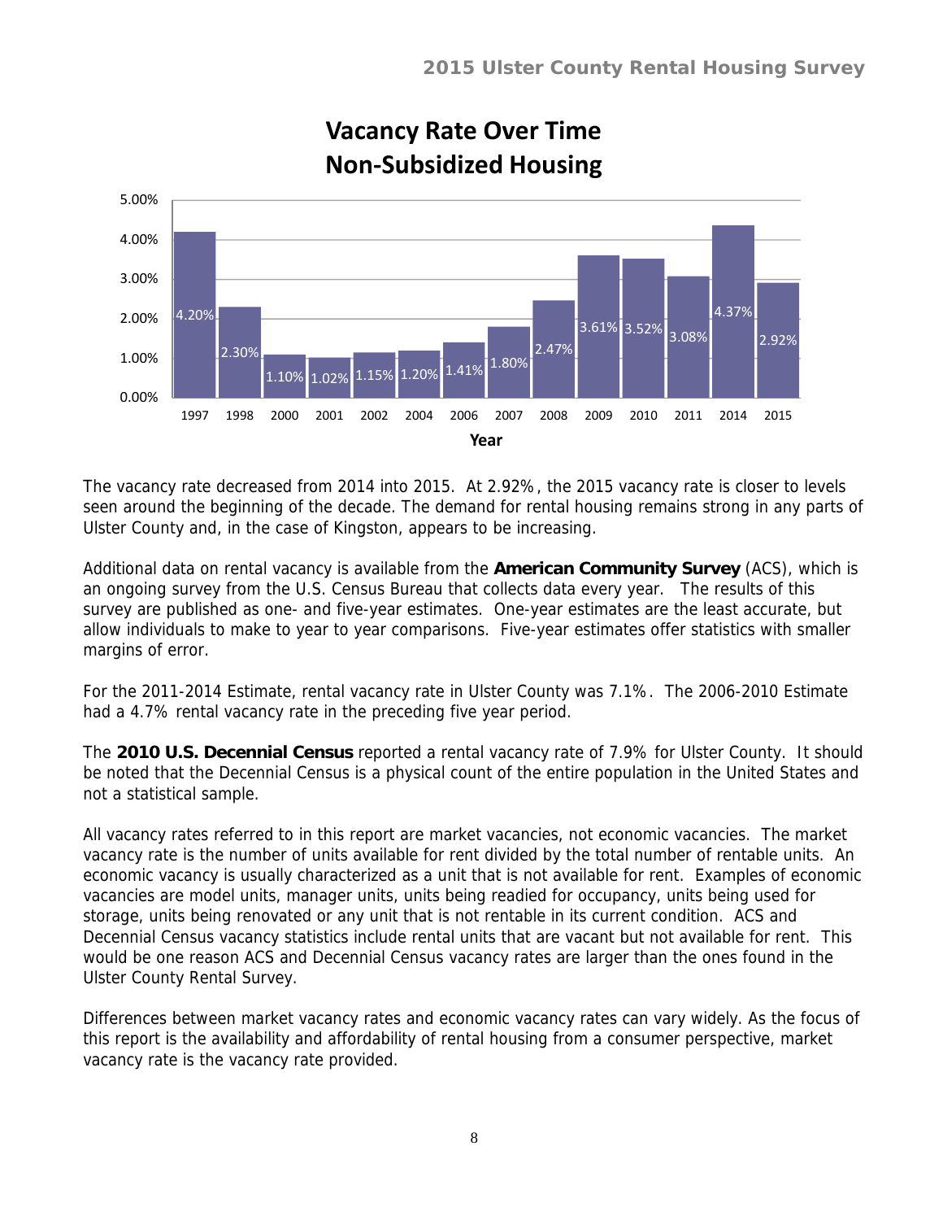## Vacancy Rate Over Time
## Non-Subsidized Housing

| Year | Vacancy Rate |
|---|---|
| 1997 | 4.20% |
| 1998 | 2.30% |
| 2000 | 1.10% |
| 2001 | 1.02% |
| 2002 | 1.15% |
| 2004 | 1.20% |
| 2006 | 1.41% |
| 2007 | 1.80% |
| 2008 | 2.47% |
| 2009 | 3.61% |
| 2010 | 3.52% |
| 2011 | 3.08% |
| 2014 | 4.37% |
| 2015 | 2.92% |

The vacancy rate decreased from 2014 into 2015. At 2.92%, the 2015 vacancy rate is closer to levels seen around the beginning of the decade. The demand for rental housing remains strong in any parts of Ulster County and, in the case of Kingston, appears to be increasing.

Additional data on rental vacancy is available from the **American Community Survey** (ACS), which is an ongoing survey from the U.S. Census Bureau that collects data every year. The results of this survey are published as one- and five-year estimates. One-year estimates are the least accurate, but allow individuals to make to year to year comparisons. Five-year estimates offer statistics with smaller margins of error.

For the 2011-2014 Estimate, rental vacancy rate in Ulster County was 7.1%. The 2006-2010 Estimate had a 4.7% rental vacancy rate in the preceding five year period.

The **2010 U.S. Decennial Census** reported a rental vacancy rate of 7.9% for Ulster County. It should be noted that the Decennial Census is a physical count of the entire population in the United States and not a statistical sample.

All vacancy rates referred to in this report are market vacancies, not economic vacancies. The market vacancy rate is the number of units available for rent divided by the total number of rentable units. An economic vacancy is usually characterized as a unit that is not available for rent. Examples of economic vacancies are model units, manager units, units being readied for occupancy, units being used for storage, units being renovated or any unit that is not rentable in its current condition. ACS and Decennial Census vacancy statistics include rental units that are vacant but not available for rent. This would be one reason ACS and Decennial Census vacancy rates are larger than the ones found in the Ulster County Rental Survey.

Differences between market vacancy rates and economic vacancy rates can vary widely. As the focus of this report is the availability and affordability of rental housing from a consumer perspective, market vacancy rate is the vacancy rate provided.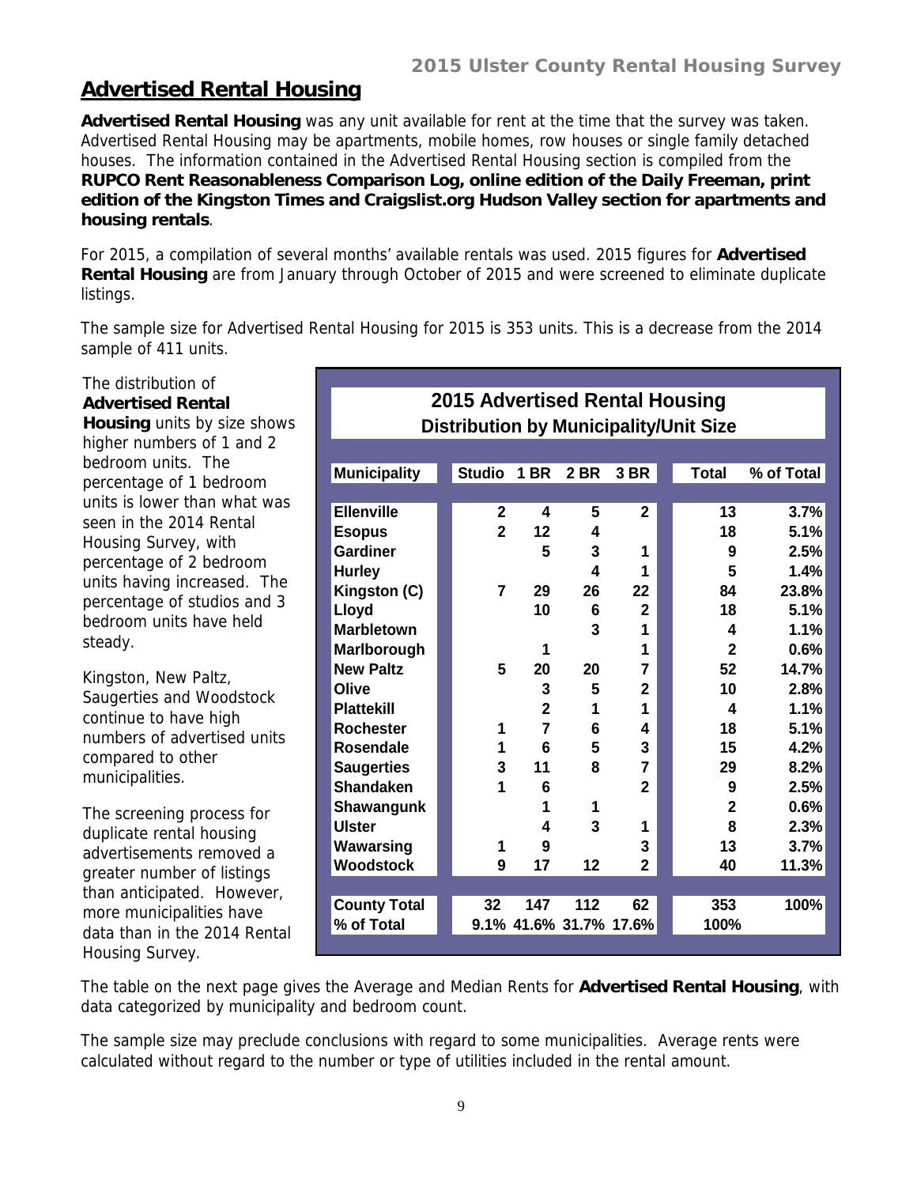## Advertised Rental Housing

**Advertised Rental Housing** was any unit available for rent at the time that the survey was taken. Advertised Rental Housing may be apartments, mobile homes, row houses or single family detached houses. The information contained in the Advertised Rental Housing section is compiled from the **RUPCO Rent Reasonableness Comparison Log, online edition of the Daily Freeman, print edition of the Kingston Times and Craigslist.org Hudson Valley section for apartments and housing rentals**.

For 2015, a compilation of several months' available rentals was used. 2015 figures for **Advertised Rental Housing** are from January through October of 2015 and were screened to eliminate duplicate listings.

The sample size for Advertised Rental Housing for 2015 is 353 units. This is a decrease from the 2014 sample of 411 units.

The distribution of **Advertised Rental Housing** units by size shows higher numbers of 1 and 2 bedroom units. The percentage of 1 bedroom units is lower than what was seen in the 2014 Rental Housing Survey, with percentage of 2 bedroom units having increased. The percentage of studios and 3 bedroom units have held steady.

Kingston, New Paltz, Saugerties and Woodstock continue to have high numbers of advertised units compared to other municipalities.

The screening process for duplicate rental housing advertisements removed a greater number of listings than anticipated. However, more municipalities have data than in the 2014 Rental Housing Survey.

**2015 Advertised Rental Housing**
**Distribution by Municipality/Unit Size**

| Municipality | Studio | 1 BR | 2 BR | 3 BR | Total | % of Total |
|---|---|---|---|---|---|---|
| Ellenville | 2 | 4 | 5 | 2 | 13 | 3.7% |
| Esopus | 2 | 12 | 4 | | 18 | 5.1% |
| Gardiner | | 5 | 3 | 1 | 9 | 2.5% |
| Hurley | | | 4 | 1 | 5 | 1.4% |
| Kingston (C) | 7 | 29 | 26 | 22 | 84 | 23.8% |
| Lloyd | | 10 | 6 | 2 | 18 | 5.1% |
| Marbletown | | | 3 | 1 | 4 | 1.1% |
| Marlborough | | 1 | | 1 | 2 | 0.6% |
| New Paltz | 5 | 20 | 20 | 7 | 52 | 14.7% |
| Olive | | 3 | 5 | 2 | 10 | 2.8% |
| Plattekill | | 2 | 1 | 1 | 4 | 1.1% |
| Rochester | 1 | 7 | 6 | 4 | 18 | 5.1% |
| Rosendale | 1 | 6 | 5 | 3 | 15 | 4.2% |
| Saugerties | 3 | 11 | 8 | 7 | 29 | 8.2% |
| Shandaken | 1 | 6 | | 2 | 9 | 2.5% |
| Shawangunk | | 1 | 1 | | 2 | 0.6% |
| Ulster | | 4 | 3 | 1 | 8 | 2.3% |
| Wawarsing | 1 | 9 | | 3 | 13 | 3.7% |
| Woodstock | 9 | 17 | 12 | 2 | 40 | 11.3% |
| County Total | 32 | 147 | 112 | 62 | 353 | 100% |
| % of Total | 9.1% | 41.6% | 31.7% | 17.6% | 100% | |

The table on the next page gives the Average and Median Rents for **Advertised Rental Housing**, with data categorized by municipality and bedroom count.

The sample size may preclude conclusions with regard to some municipalities. Average rents were calculated without regard to the number or type of utilities included in the rental amount.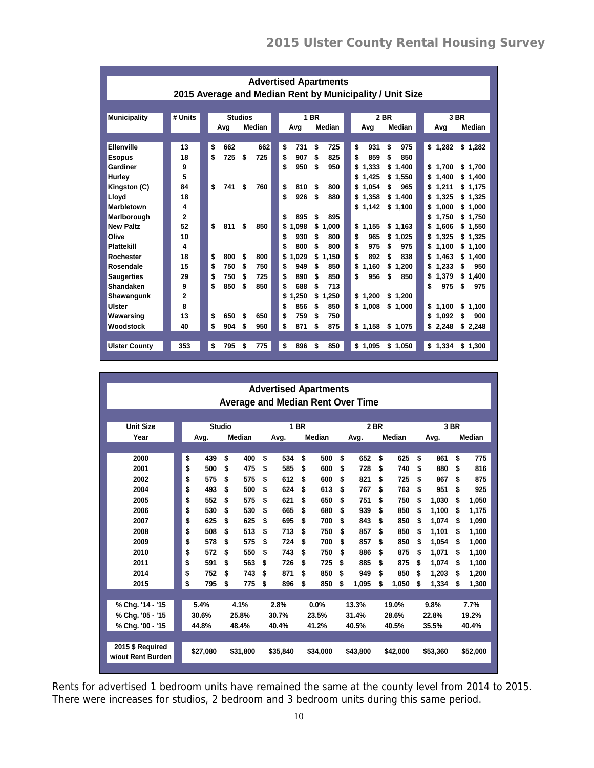## Advertised Apartments

### 2015 Average and Median Rent by Municipality / Unit Size

| Municipality | # Units | Studios Avg | Studios Median | 1 BR Avg | 1 BR Median | 2 BR Avg | 2 BR Median | 3 BR Avg | 3 BR Median |
|---|---|---|---|---|---|---|---|---|---|
| Ellenville | 13 | $ 662 | 662 | $ 731 | $ 725 | $ 931 | $ 975 | $ 1,282 | $ 1,282 |
| Esopus | 18 | $ 725 | $ 725 | $ 907 | $ 825 | $ 859 | $ 850 | | |
| Gardiner | 9 | | | $ 950 | $ 950 | $ 1,333 | $ 1,400 | $ 1,700 | $ 1,700 |
| Hurley | 5 | | | | | $ 1,425 | $ 1,550 | $ 1,400 | $ 1,400 |
| Kingston (C) | 84 | $ 741 | $ 760 | $ 810 | $ 800 | $ 1,054 | $ 965 | $ 1,211 | $ 1,175 |
| Lloyd | 18 | | | $ 926 | $ 880 | $ 1,358 | $ 1,400 | $ 1,325 | $ 1,325 |
| Marbletown | 4 | | | | | $ 1,142 | $ 1,100 | $ 1,000 | $ 1,000 |
| Marlborough | 2 | | | $ 895 | $ 895 | | | $ 1,750 | $ 1,750 |
| New Paltz | 52 | $ 811 | $ 850 | $ 1,098 | $ 1,000 | $ 1,155 | $ 1,163 | $ 1,606 | $ 1,550 |
| Olive | 10 | | | $ 930 | $ 800 | $ 965 | $ 1,025 | $ 1,325 | $ 1,325 |
| Plattekill | 4 | | | $ 800 | $ 800 | $ 975 | $ 975 | $ 1,100 | $ 1,100 |
| Rochester | 18 | $ 800 | $ 800 | $ 1,029 | $ 1,150 | $ 892 | $ 838 | $ 1,463 | $ 1,400 |
| Rosendale | 15 | $ 750 | $ 750 | $ 949 | $ 850 | $ 1,160 | $ 1,200 | $ 1,233 | $ 950 |
| Saugerties | 29 | $ 750 | $ 725 | $ 890 | $ 850 | $ 956 | $ 850 | $ 1,379 | $ 1,400 |
| Shandaken | 9 | $ 850 | $ 850 | $ 688 | $ 713 | | | $ 975 | $ 975 |
| Shawangunk | 2 | | | $ 1,250 | $ 1,250 | $ 1,200 | $ 1,200 | | |
| Ulster | 8 | | | $ 856 | $ 850 | $ 1,008 | $ 1,000 | $ 1,100 | $ 1,100 |
| Wawarsing | 13 | $ 650 | $ 650 | $ 759 | $ 750 | | | $ 1,092 | $ 900 |
| Woodstock | 40 | $ 904 | $ 950 | $ 871 | $ 875 | $ 1,158 | $ 1,075 | $ 2,248 | $ 2,248 |
| **Ulster County** | **353** | **$ 795** | **$ 775** | **$ 896** | **$ 850** | **$ 1,095** | **$ 1,050** | **$ 1,334** | **$ 1,300** |

## Advertised Apartments

### Average and Median Rent Over Time

| Unit Size / Year | Studio Avg. | Studio Median | 1 BR Avg. | 1 BR Median | 2 BR Avg. | 2 BR Median | 3 BR Avg. | 3 BR Median |
|---|---|---|---|---|---|---|---|---|
| 2000 | $ 439 | $ 400 | $ 534 | $ 500 | $ 652 | $ 625 | $ 861 | $ 775 |
| 2001 | $ 500 | $ 475 | $ 585 | $ 600 | $ 728 | $ 740 | $ 880 | $ 816 |
| 2002 | $ 575 | $ 575 | $ 612 | $ 600 | $ 821 | $ 725 | $ 867 | $ 875 |
| 2004 | $ 493 | $ 500 | $ 624 | $ 613 | $ 767 | $ 763 | $ 951 | $ 925 |
| 2005 | $ 552 | $ 575 | $ 621 | $ 650 | $ 751 | $ 750 | $ 1,030 | $ 1,050 |
| 2006 | $ 530 | $ 530 | $ 665 | $ 680 | $ 939 | $ 850 | $ 1,100 | $ 1,175 |
| 2007 | $ 625 | $ 625 | $ 695 | $ 700 | $ 843 | $ 850 | $ 1,074 | $ 1,090 |
| 2008 | $ 508 | $ 513 | $ 713 | $ 750 | $ 857 | $ 850 | $ 1,101 | $ 1,100 |
| 2009 | $ 578 | $ 575 | $ 724 | $ 700 | $ 857 | $ 850 | $ 1,054 | $ 1,000 |
| 2010 | $ 572 | $ 550 | $ 743 | $ 750 | $ 886 | $ 875 | $ 1,071 | $ 1,100 |
| 2011 | $ 591 | $ 563 | $ 726 | $ 725 | $ 885 | $ 875 | $ 1,074 | $ 1,100 |
| 2014 | $ 752 | $ 743 | $ 871 | $ 850 | $ 949 | $ 850 | $ 1,203 | $ 1,200 |
| 2015 | $ 795 | $ 775 | $ 896 | $ 850 | $ 1,095 | $ 1,050 | $ 1,334 | $ 1,300 |
| % Chg. '14 - '15 | 5.4% | 4.1% | 2.8% | 0.0% | 13.3% | 19.0% | 9.8% | 7.7% |
| % Chg. '05 - '15 | 30.6% | 25.8% | 30.7% | 23.5% | 31.4% | 28.6% | 22.8% | 19.2% |
| % Chg. '00 - '15 | 44.8% | 48.4% | 40.4% | 41.2% | 40.5% | 40.5% | 35.5% | 40.4% |
| 2015 $ Required w/out Rent Burden | $27,080 | $31,800 | $35,840 | $34,000 | $43,800 | $42,000 | $53,360 | $52,000 |

Rents for advertised 1 bedroom units have remained the same at the county level from 2014 to 2015. There were increases for studios, 2 bedroom and 3 bedroom units during this same period.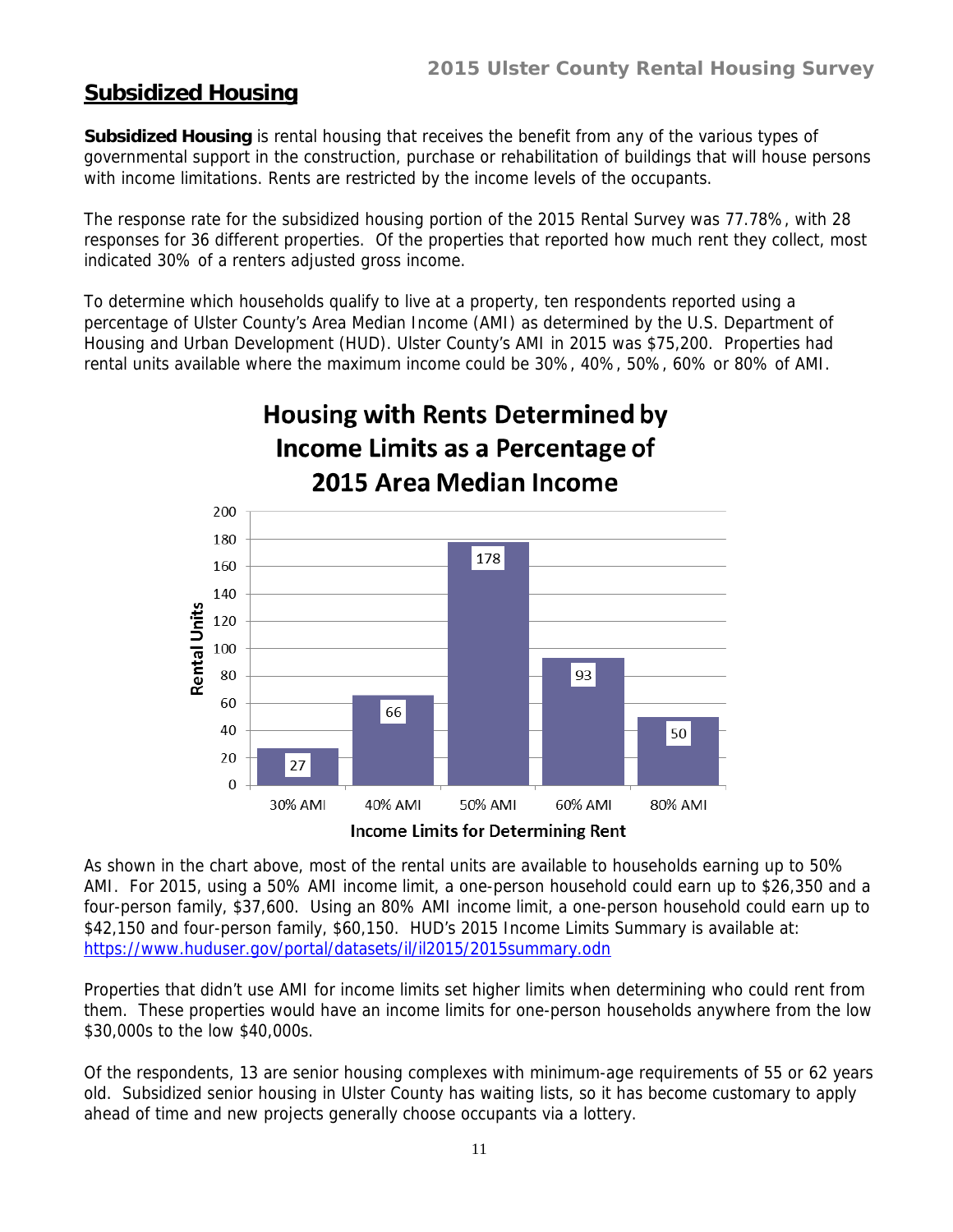## Subsidized Housing

**Subsidized Housing** is rental housing that receives the benefit from any of the various types of governmental support in the construction, purchase or rehabilitation of buildings that will house persons with income limitations. Rents are restricted by the income levels of the occupants.

The response rate for the subsidized housing portion of the 2015 Rental Survey was 77.78%, with 28 responses for 36 different properties. Of the properties that reported how much rent they collect, most indicated 30% of a renters adjusted gross income.

To determine which households qualify to live at a property, ten respondents reported using a percentage of Ulster County's Area Median Income (AMI) as determined by the U.S. Department of Housing and Urban Development (HUD). Ulster County's AMI in 2015 was $75,200. Properties had rental units available where the maximum income could be 30%, 40%, 50%, 60% or 80% of AMI.

**Housing with Rents Determined by Income Limits as a Percentage of 2015 Area Median Income**

| Income Limits for Determining Rent | Rental Units |
|---|---|
| 30% AMI | 27 |
| 40% AMI | 66 |
| 50% AMI | 178 |
| 60% AMI | 93 |
| 80% AMI | 50 |

As shown in the chart above, most of the rental units are available to households earning up to 50% AMI. For 2015, using a 50% AMI income limit, a one-person household could earn up to $26,350 and a four-person family, $37,600. Using an 80% AMI income limit, a one-person household could earn up to $42,150 and four-person family, $60,150. HUD's 2015 Income Limits Summary is available at: https://www.huduser.gov/portal/datasets/il/il2015/2015summary.odn

Properties that didn't use AMI for income limits set higher limits when determining who could rent from them. These properties would have an income limits for one-person households anywhere from the low $30,000s to the low $40,000s.

Of the respondents, 13 are senior housing complexes with minimum-age requirements of 55 or 62 years old. Subsidized senior housing in Ulster County has waiting lists, so it has become customary to apply ahead of time and new projects generally choose occupants via a lottery.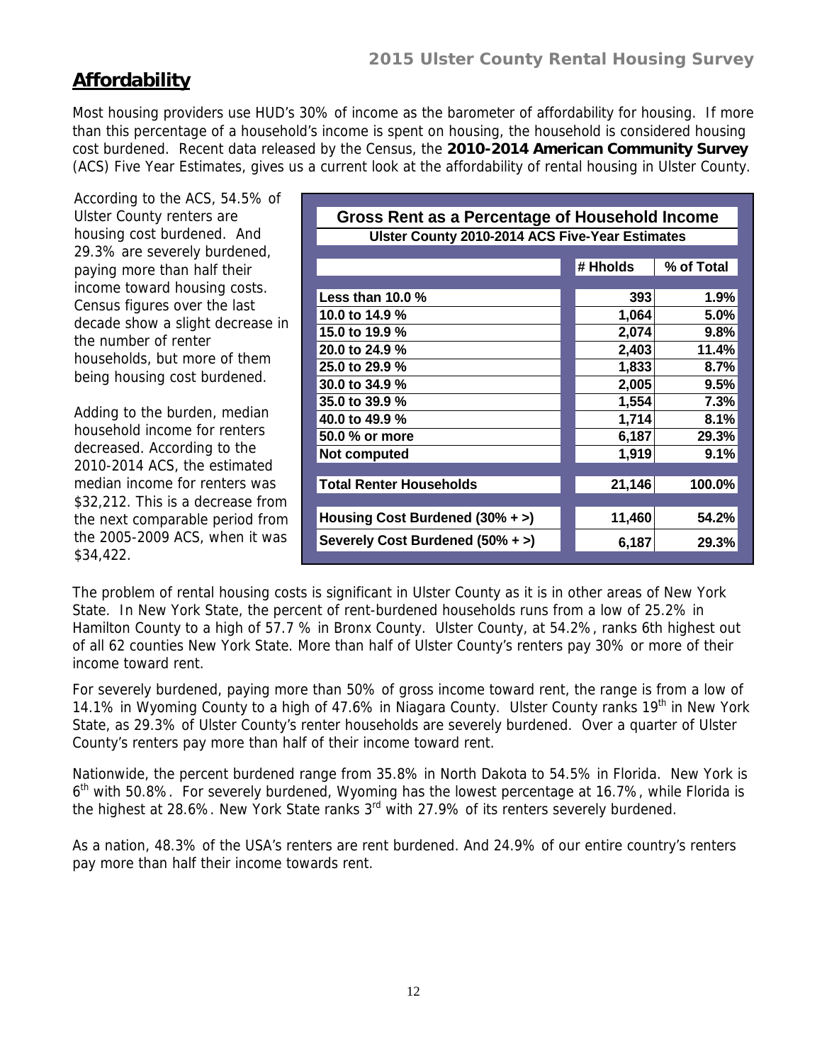## Affordability

Most housing providers use HUD's 30% of income as the barometer of affordability for housing. If more than this percentage of a household's income is spent on housing, the household is considered housing cost burdened. Recent data released by the Census, the **2010-2014 American Community Survey** (ACS) Five Year Estimates, gives us a current look at the affordability of rental housing in Ulster County.

According to the ACS, 54.5% of Ulster County renters are housing cost burdened. And 29.3% are severely burdened, paying more than half their income toward housing costs. Census figures over the last decade show a slight decrease in the number of renter households, but more of them being housing cost burdened.

Adding to the burden, median household income for renters decreased. According to the 2010-2014 ACS, the estimated median income for renters was $32,212. This is a decrease from the next comparable period from the 2005-2009 ACS, when it was $34,422.

**Gross Rent as a Percentage of Household Income**
**Ulster County 2010-2014 ACS Five-Year Estimates**

| | # Hholds | % of Total |
|---|---|---|
| Less than 10.0 % | 393 | 1.9% |
| 10.0 to 14.9 % | 1,064 | 5.0% |
| 15.0 to 19.9 % | 2,074 | 9.8% |
| 20.0 to 24.9 % | 2,403 | 11.4% |
| 25.0 to 29.9 % | 1,833 | 8.7% |
| 30.0 to 34.9 % | 2,005 | 9.5% |
| 35.0 to 39.9 % | 1,554 | 7.3% |
| 40.0 to 49.9 % | 1,714 | 8.1% |
| 50.0 % or more | 6,187 | 29.3% |
| Not computed | 1,919 | 9.1% |
| Total Renter Households | 21,146 | 100.0% |
| Housing Cost Burdened (30% + >) | 11,460 | 54.2% |
| Severely Cost Burdened (50% + >) | 6,187 | 29.3% |

The problem of rental housing costs is significant in Ulster County as it is in other areas of New York State. In New York State, the percent of rent-burdened households runs from a low of 25.2% in Hamilton County to a high of 57.7 % in Bronx County. Ulster County, at 54.2%, ranks 6th highest out of all 62 counties New York State. More than half of Ulster County's renters pay 30% or more of their income toward rent.

For severely burdened, paying more than 50% of gross income toward rent, the range is from a low of 14.1% in Wyoming County to a high of 47.6% in Niagara County. Ulster County ranks 19th in New York State, as 29.3% of Ulster County's renter households are severely burdened. Over a quarter of Ulster County's renters pay more than half of their income toward rent.

Nationwide, the percent burdened range from 35.8% in North Dakota to 54.5% in Florida. New York is 6th with 50.8%. For severely burdened, Wyoming has the lowest percentage at 16.7%, while Florida is the highest at 28.6%. New York State ranks 3rd with 27.9% of its renters severely burdened.

As a nation, 48.3% of the USA's renters are rent burdened. And 24.9% of our entire country's renters pay more than half their income towards rent.